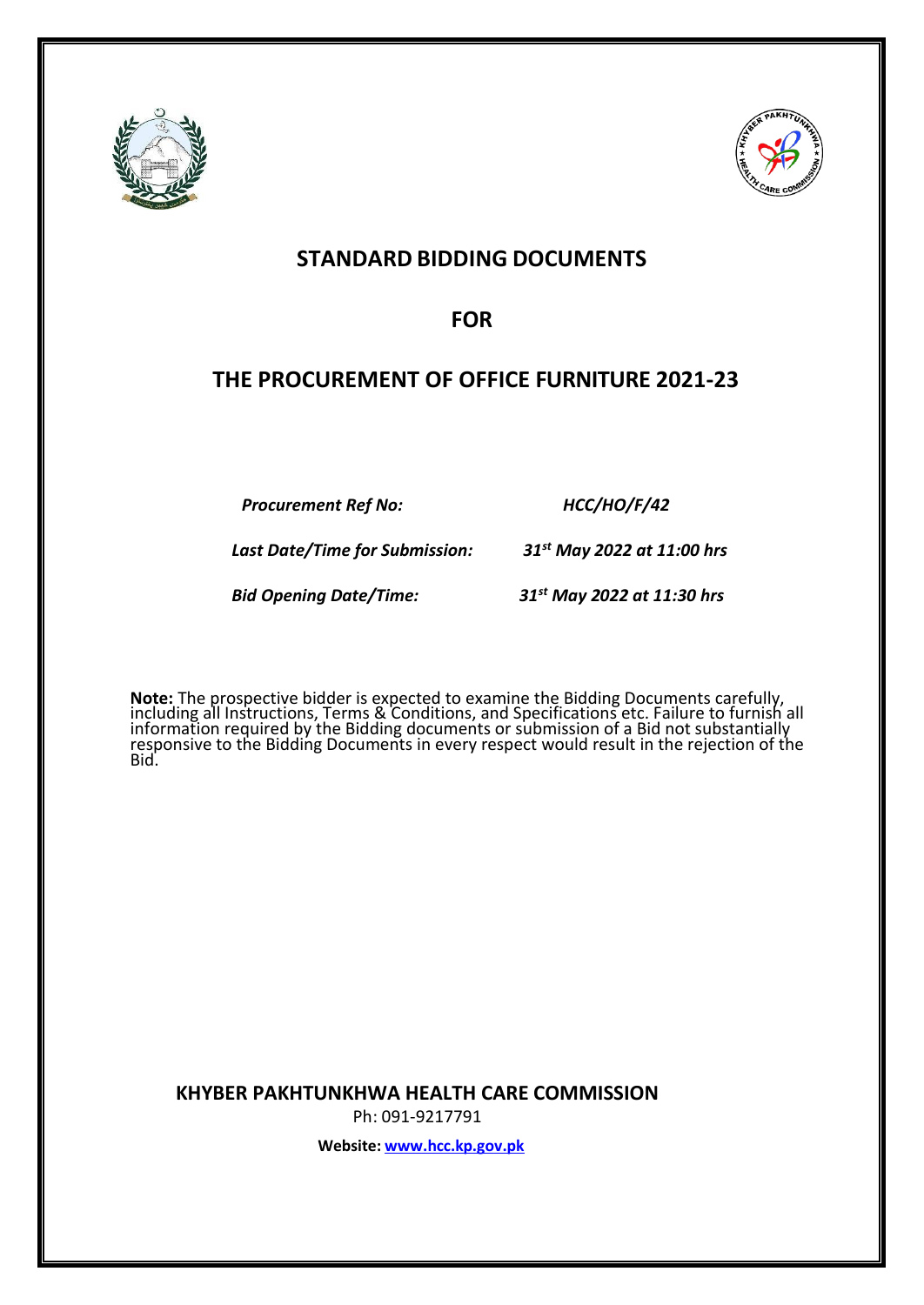# STANDARD BIDDING DOCUMENTS

## FOR

## THE PROCUREMENT OF OFFICE FURNITURE 2021-23

| | |
|---|---|
| ***Procurement Ref No:*** | ***HCC/HO/F/42*** |
| ***Last Date/Time for Submission:*** | ***31st May 2022 at 11:00 hrs*** |
| ***Bid Opening Date/Time:*** | ***31st May 2022 at 11:30 hrs*** |

**Note:** The prospective bidder is expected to examine the Bidding Documents carefully, including all Instructions, Terms & Conditions, and Specifications etc. Failure to furnish all information required by the Bidding documents or submission of a Bid not substantially responsive to the Bidding Documents in every respect would result in the rejection of the Bid.

**KHYBER PAKHTUNKHWA HEALTH CARE COMMISSION**

Ph: 091-9217791

**Website: www.hcc.kp.gov.pk**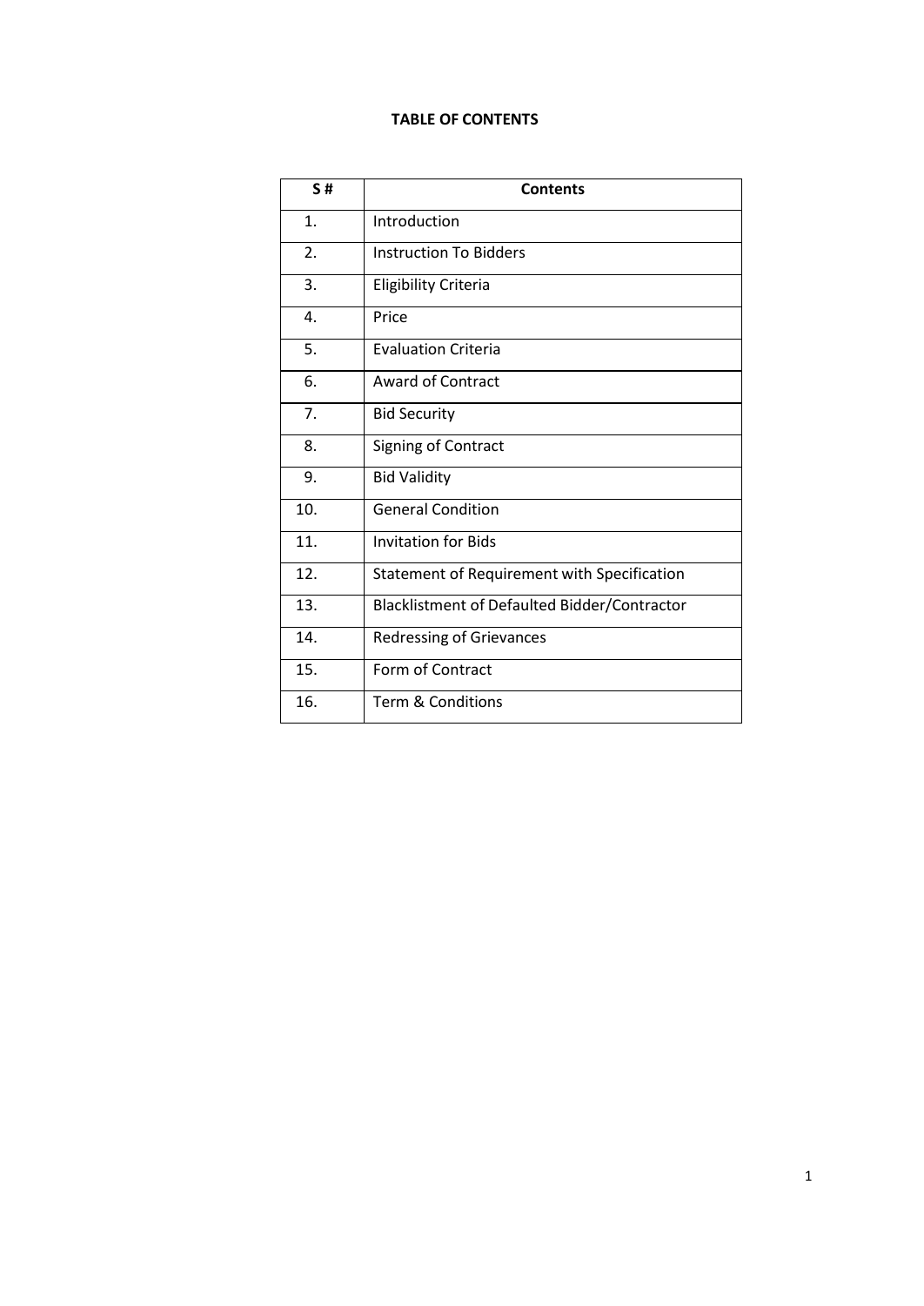**TABLE OF CONTENTS**

| S # | Contents |
| --- | --- |
| 1. | Introduction |
| 2. | Instruction To Bidders |
| 3. | Eligibility Criteria |
| 4. | Price |
| 5. | Evaluation Criteria |
| 6. | Award of Contract |
| 7. | Bid Security |
| 8. | Signing of Contract |
| 9. | Bid Validity |
| 10. | General Condition |
| 11. | Invitation for Bids |
| 12. | Statement of Requirement with Specification |
| 13. | Blacklistment of Defaulted Bidder/Contractor |
| 14. | Redressing of Grievances |
| 15. | Form of Contract |
| 16. | Term & Conditions |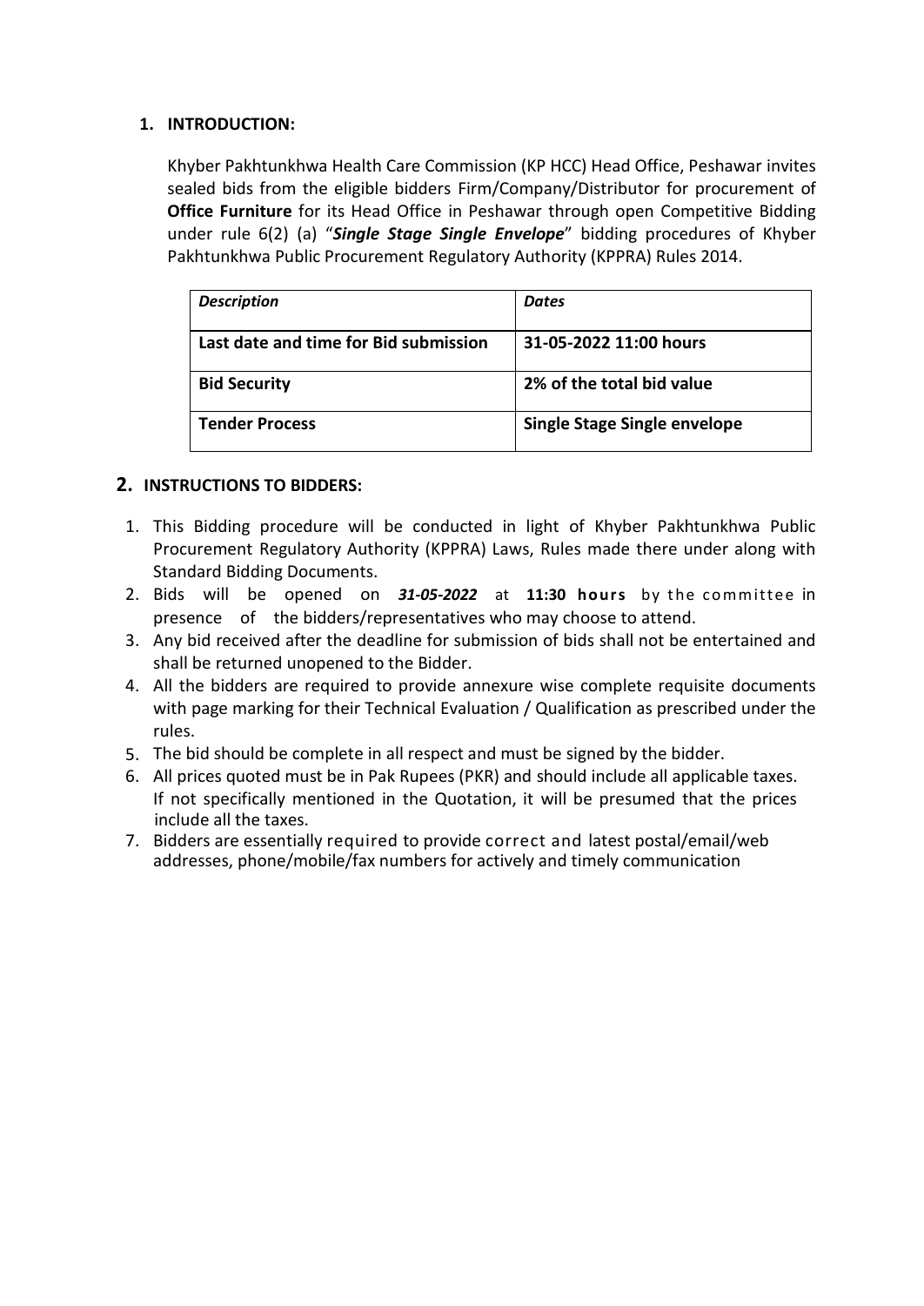## 1. INTRODUCTION:

Khyber Pakhtunkhwa Health Care Commission (KP HCC) Head Office, Peshawar invites sealed bids from the eligible bidders Firm/Company/Distributor for procurement of **Office Furniture** for its Head Office in Peshawar through open Competitive Bidding under rule 6(2) (a) "***Single Stage Single Envelope***" bidding procedures of Khyber Pakhtunkhwa Public Procurement Regulatory Authority (KPPRA) Rules 2014.

| *Description* | *Dates* |
|---|---|
| **Last date and time for Bid submission** | **31-05-2022 11:00 hours** |
| **Bid Security** | **2% of the total bid value** |
| **Tender Process** | **Single Stage Single envelope** |

## 2. INSTRUCTIONS TO BIDDERS:

1. This Bidding procedure will be conducted in light of Khyber Pakhtunkhwa Public Procurement Regulatory Authority (KPPRA) Laws, Rules made there under along with Standard Bidding Documents.
2. Bids will be opened on ***31-05-2022*** at **11:30 hours** by the committee in presence of the bidders/representatives who may choose to attend.
3. Any bid received after the deadline for submission of bids shall not be entertained and shall be returned unopened to the Bidder.
4. All the bidders are required to provide annexure wise complete requisite documents with page marking for their Technical Evaluation / Qualification as prescribed under the rules.
5. The bid should be complete in all respect and must be signed by the bidder.
6. All prices quoted must be in Pak Rupees (PKR) and should include all applicable taxes. If not specifically mentioned in the Quotation, it will be presumed that the prices include all the taxes.
7. Bidders are essentially required to provide correct and latest postal/email/web addresses, phone/mobile/fax numbers for actively and timely communication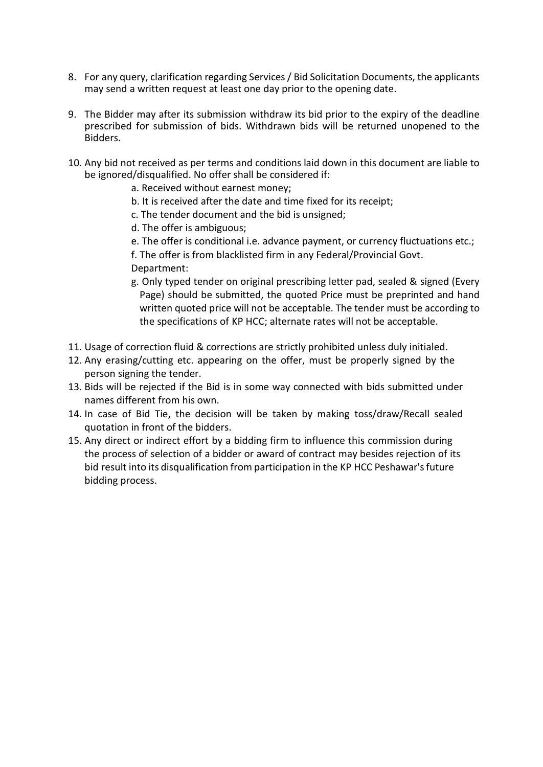8. For any query, clarification regarding Services / Bid Solicitation Documents, the applicants may send a written request at least one day prior to the opening date.

9. The Bidder may after its submission withdraw its bid prior to the expiry of the deadline prescribed for submission of bids. Withdrawn bids will be returned unopened to the Bidders.

10. Any bid not received as per terms and conditions laid down in this document are liable to be ignored/disqualified. No offer shall be considered if:
    a. Received without earnest money;
    b. It is received after the date and time fixed for its receipt;
    c. The tender document and the bid is unsigned;
    d. The offer is ambiguous;
    e. The offer is conditional i.e. advance payment, or currency fluctuations etc.;
    f. The offer is from blacklisted firm in any Federal/Provincial Govt. Department:
    g. Only typed tender on original prescribing letter pad, sealed & signed (Every Page) should be submitted, the quoted Price must be preprinted and hand written quoted price will not be acceptable. The tender must be according to the specifications of KP HCC; alternate rates will not be acceptable.

11. Usage of correction fluid & corrections are strictly prohibited unless duly initialed.
12. Any erasing/cutting etc. appearing on the offer, must be properly signed by the person signing the tender.
13. Bids will be rejected if the Bid is in some way connected with bids submitted under names different from his own.
14. In case of Bid Tie, the decision will be taken by making toss/draw/Recall sealed quotation in front of the bidders.
15. Any direct or indirect effort by a bidding firm to influence this commission during the process of selection of a bidder or award of contract may besides rejection of its bid result into its disqualification from participation in the KP HCC Peshawar's future bidding process.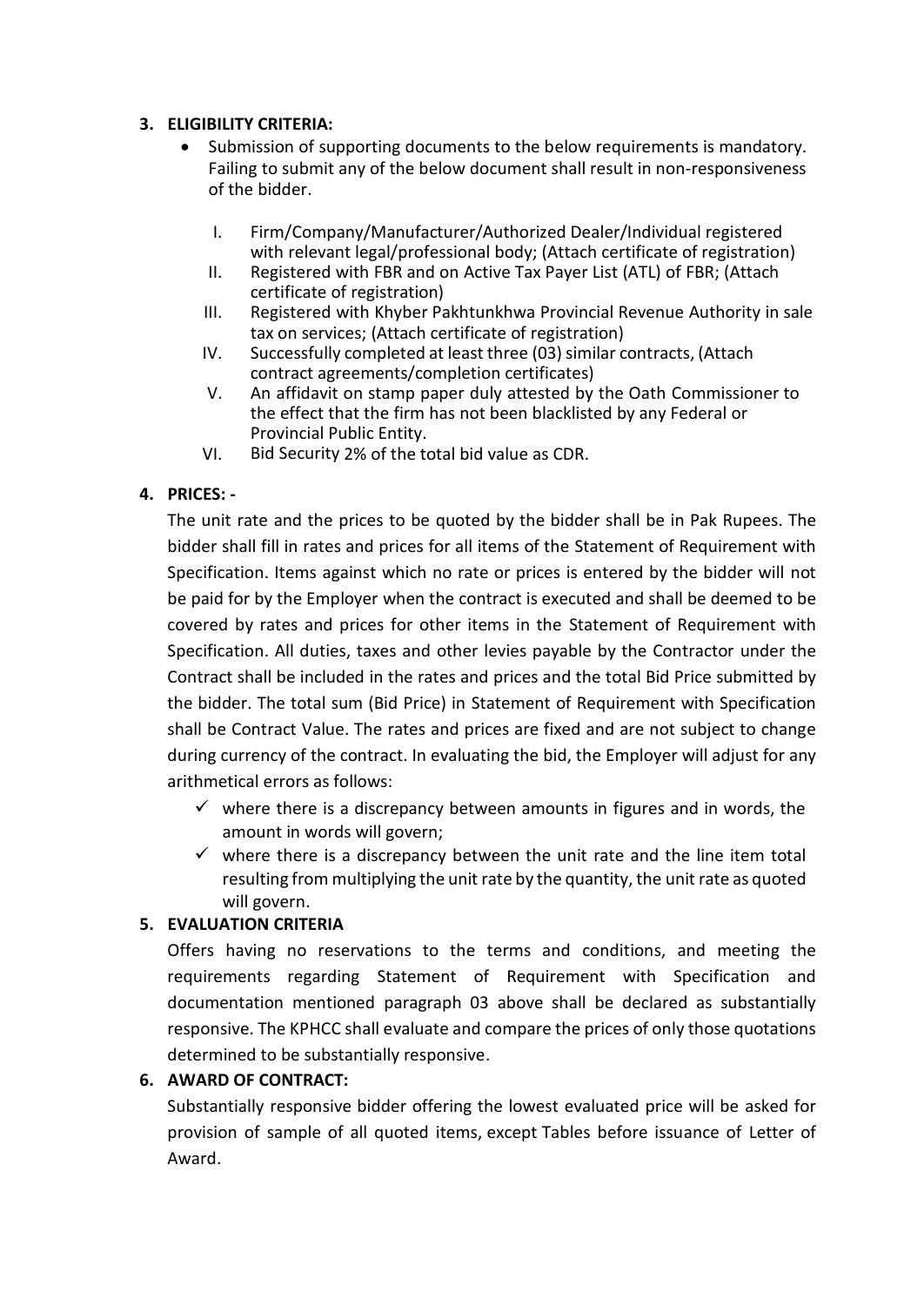**3. ELIGIBILITY CRITERIA:**

- Submission of supporting documents to the below requirements is mandatory. Failing to submit any of the below document shall result in non-responsiveness of the bidder.

  I. Firm/Company/Manufacturer/Authorized Dealer/Individual registered with relevant legal/professional body; (Attach certificate of registration)
  II. Registered with FBR and on Active Tax Payer List (ATL) of FBR; (Attach certificate of registration)
  III. Registered with Khyber Pakhtunkhwa Provincial Revenue Authority in sale tax on services; (Attach certificate of registration)
  IV. Successfully completed at least three (03) similar contracts, (Attach contract agreements/completion certificates)
  V. An affidavit on stamp paper duly attested by the Oath Commissioner to the effect that the firm has not been blacklisted by any Federal or Provincial Public Entity.
  VI. Bid Security 2% of the total bid value as CDR.

**4. PRICES: -**

The unit rate and the prices to be quoted by the bidder shall be in Pak Rupees. The bidder shall fill in rates and prices for all items of the Statement of Requirement with Specification. Items against which no rate or prices is entered by the bidder will not be paid for by the Employer when the contract is executed and shall be deemed to be covered by rates and prices for other items in the Statement of Requirement with Specification. All duties, taxes and other levies payable by the Contractor under the Contract shall be included in the rates and prices and the total Bid Price submitted by the bidder. The total sum (Bid Price) in Statement of Requirement with Specification shall be Contract Value. The rates and prices are fixed and are not subject to change during currency of the contract. In evaluating the bid, the Employer will adjust for any arithmetical errors as follows:

- ✓ where there is a discrepancy between amounts in figures and in words, the amount in words will govern;
- ✓ where there is a discrepancy between the unit rate and the line item total resulting from multiplying the unit rate by the quantity, the unit rate as quoted will govern.

**5. EVALUATION CRITERIA**

Offers having no reservations to the terms and conditions, and meeting the requirements regarding Statement of Requirement with Specification and documentation mentioned paragraph 03 above shall be declared as substantially responsive. The KPHCC shall evaluate and compare the prices of only those quotations determined to be substantially responsive.

**6. AWARD OF CONTRACT:**

Substantially responsive bidder offering the lowest evaluated price will be asked for provision of sample of all quoted items, except Tables before issuance of Letter of Award.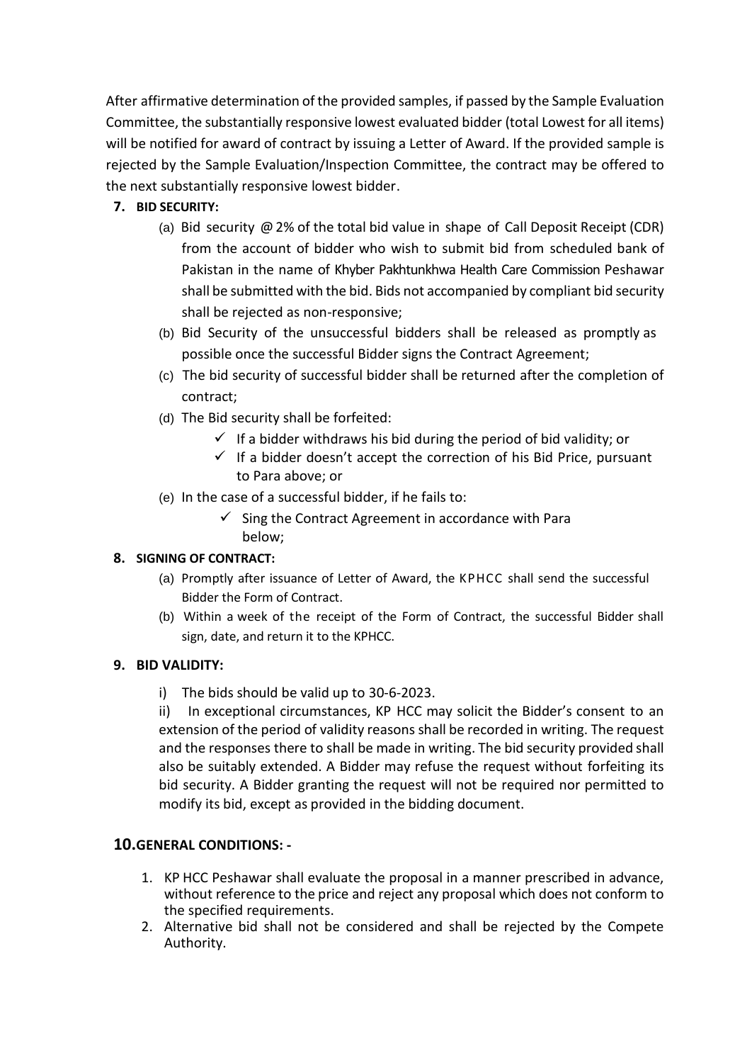After affirmative determination of the provided samples, if passed by the Sample Evaluation Committee, the substantially responsive lowest evaluated bidder (total Lowest for all items) will be notified for award of contract by issuing a Letter of Award. If the provided sample is rejected by the Sample Evaluation/Inspection Committee, the contract may be offered to the next substantially responsive lowest bidder.

**7. BID SECURITY:**

(a) Bid security @ 2% of the total bid value in shape of Call Deposit Receipt (CDR) from the account of bidder who wish to submit bid from scheduled bank of Pakistan in the name of Khyber Pakhtunkhwa Health Care Commission Peshawar shall be submitted with the bid. Bids not accompanied by compliant bid security shall be rejected as non-responsive;

(b) Bid Security of the unsuccessful bidders shall be released as promptly as possible once the successful Bidder signs the Contract Agreement;

(c) The bid security of successful bidder shall be returned after the completion of contract;

(d) The Bid security shall be forfeited:
- ✓ If a bidder withdraws his bid during the period of bid validity; or
- ✓ If a bidder doesn't accept the correction of his Bid Price, pursuant to Para above; or

(e) In the case of a successful bidder, if he fails to:
- ✓ Sing the Contract Agreement in accordance with Para below;

**8. SIGNING OF CONTRACT:**

(a) Promptly after issuance of Letter of Award, the KPHCC shall send the successful Bidder the Form of Contract.

(b) Within a week of the receipt of the Form of Contract, the successful Bidder shall sign, date, and return it to the KPHCC.

**9. BID VALIDITY:**

i) The bids should be valid up to 30-6-2023.

ii) In exceptional circumstances, KP HCC may solicit the Bidder's consent to an extension of the period of validity reasons shall be recorded in writing. The request and the responses there to shall be made in writing. The bid security provided shall also be suitably extended. A Bidder may refuse the request without forfeiting its bid security. A Bidder granting the request will not be required nor permitted to modify its bid, except as provided in the bidding document.

**10. GENERAL CONDITIONS: -**

1. KP HCC Peshawar shall evaluate the proposal in a manner prescribed in advance, without reference to the price and reject any proposal which does not conform to the specified requirements.
2. Alternative bid shall not be considered and shall be rejected by the Compete Authority.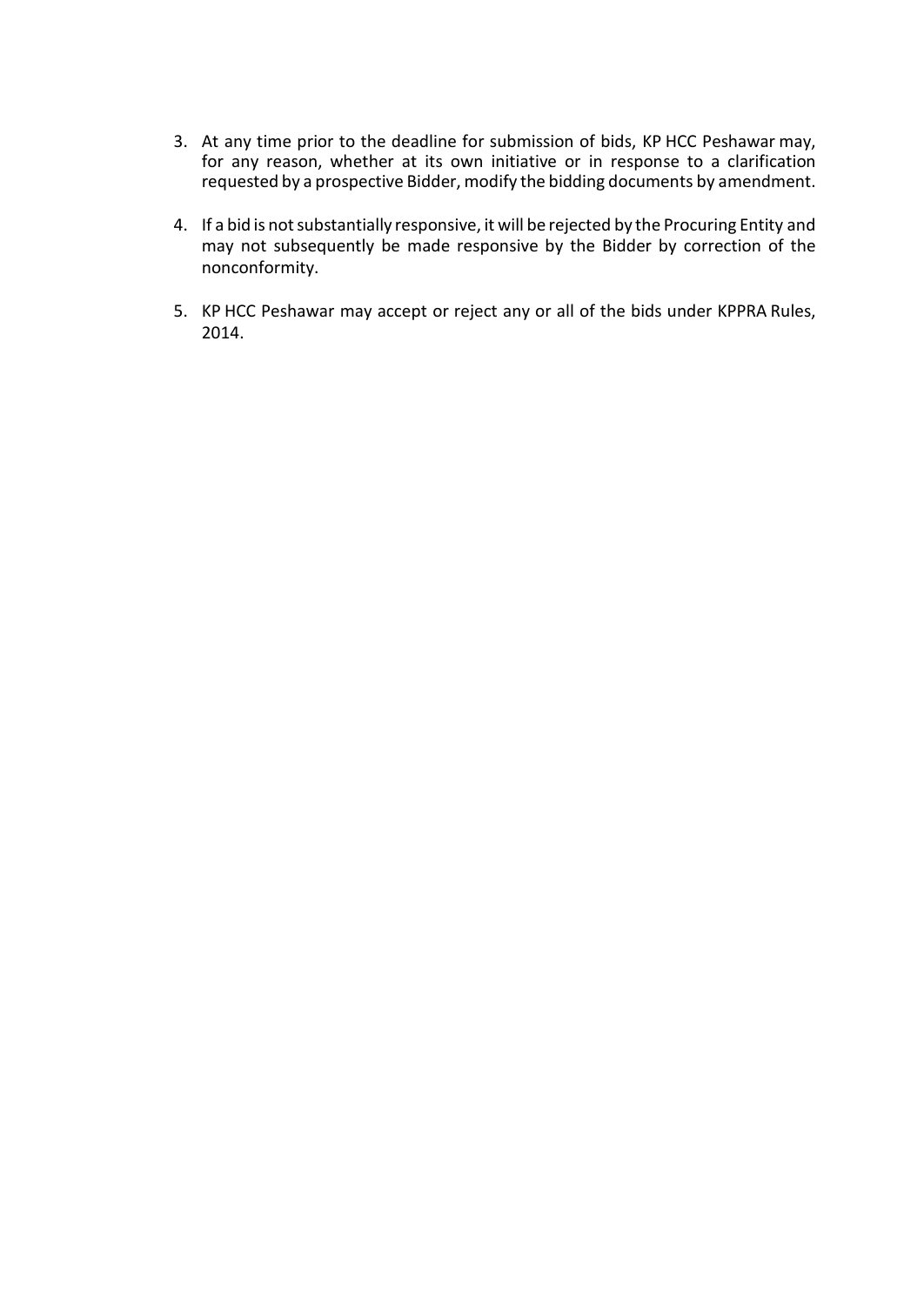3. At any time prior to the deadline for submission of bids, KP HCC Peshawar may, for any reason, whether at its own initiative or in response to a clarification requested by a prospective Bidder, modify the bidding documents by amendment.

4. If a bid is not substantially responsive, it will be rejected by the Procuring Entity and may not subsequently be made responsive by the Bidder by correction of the nonconformity.

5. KP HCC Peshawar may accept or reject any or all of the bids under KPPRA Rules, 2014.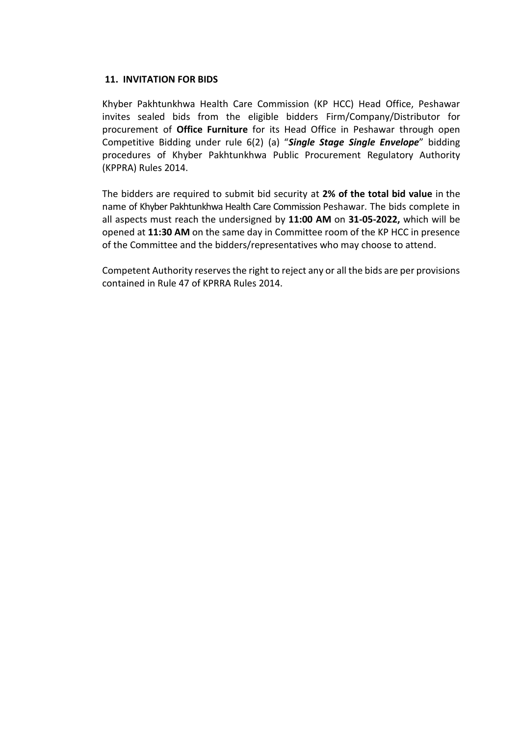## 11. INVITATION FOR BIDS

Khyber Pakhtunkhwa Health Care Commission (KP HCC) Head Office, Peshawar invites sealed bids from the eligible bidders Firm/Company/Distributor for procurement of **Office Furniture** for its Head Office in Peshawar through open Competitive Bidding under rule 6(2) (a) "***Single Stage Single Envelope***" bidding procedures of Khyber Pakhtunkhwa Public Procurement Regulatory Authority (KPPRA) Rules 2014.

The bidders are required to submit bid security at **2% of the total bid value** in the name of Khyber Pakhtunkhwa Health Care Commission Peshawar. The bids complete in all aspects must reach the undersigned by **11:00 AM** on **31-05-2022,** which will be opened at **11:30 AM** on the same day in Committee room of the KP HCC in presence of the Committee and the bidders/representatives who may choose to attend.

Competent Authority reserves the right to reject any or all the bids are per provisions contained in Rule 47 of KPRRA Rules 2014.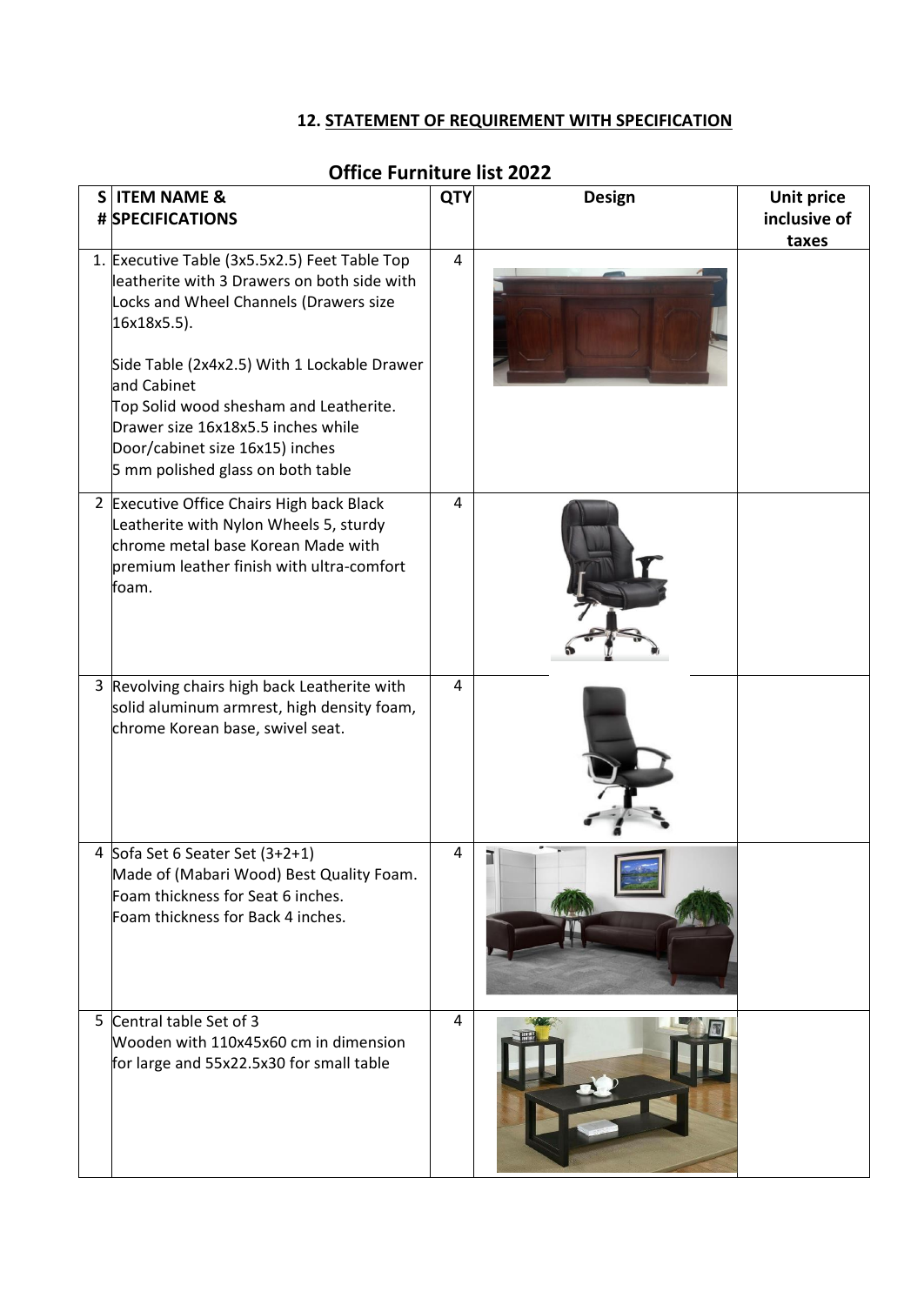**12. STATEMENT OF REQUIREMENT WITH SPECIFICATION**

## Office Furniture list 2022

| S # | ITEM NAME & SPECIFICATIONS | QTY | Design | Unit price inclusive of taxes |
|---|---|---|---|---|
| 1. | Executive Table (3x5.5x2.5) Feet Table Top leatherite with 3 Drawers on both side with Locks and Wheel Channels (Drawers size 16x18x5.5).<br><br>Side Table (2x4x2.5) With 1 Lockable Drawer and Cabinet<br>Top Solid wood shesham and Leatherite.<br>Drawer size 16x18x5.5 inches while Door/cabinet size 16x15) inches<br>5 mm polished glass on both table | 4 | | |
| 2 | Executive Office Chairs High back Black Leatherite with Nylon Wheels 5, sturdy chrome metal base Korean Made with premium leather finish with ultra-comfort foam. | 4 | | |
| 3 | Revolving chairs high back Leatherite with solid aluminum armrest, high density foam, chrome Korean base, swivel seat. | 4 | | |
| 4 | Sofa Set 6 Seater Set (3+2+1)<br>Made of (Mabari Wood) Best Quality Foam.<br>Foam thickness for Seat 6 inches.<br>Foam thickness for Back 4 inches. | 4 | | |
| 5 | Central table Set of 3<br>Wooden with 110x45x60 cm in dimension for large and 55x22.5x30 for small table | 4 | | |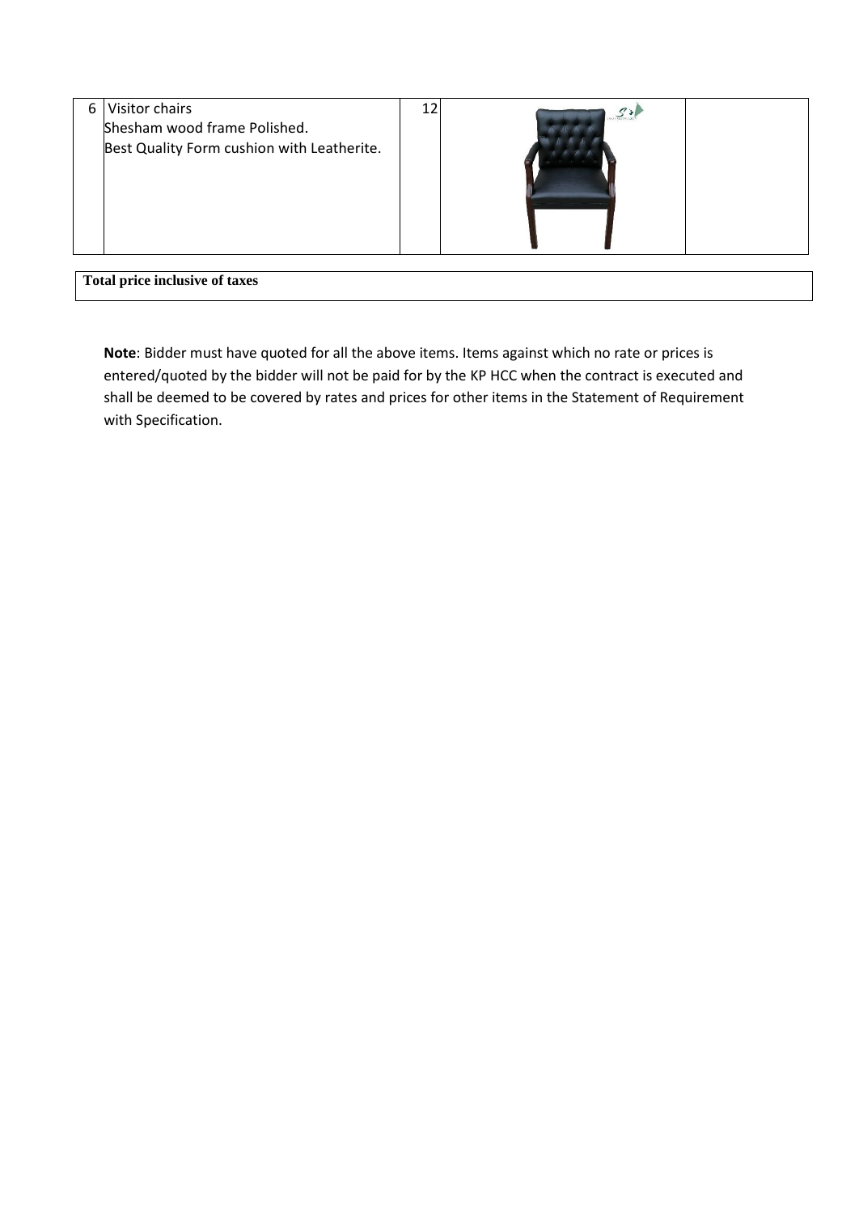| | | | | |
|---|---|---|---|---|
| 6 | Visitor chairs<br>Shesham wood frame Polished.<br>Best Quality Form cushion with Leatherite. | 12 | | |

| |
|---|
| **Total price inclusive of taxes** |

**Note**: Bidder must have quoted for all the above items. Items against which no rate or prices is entered/quoted by the bidder will not be paid for by the KP HCC when the contract is executed and shall be deemed to be covered by rates and prices for other items in the Statement of Requirement with Specification.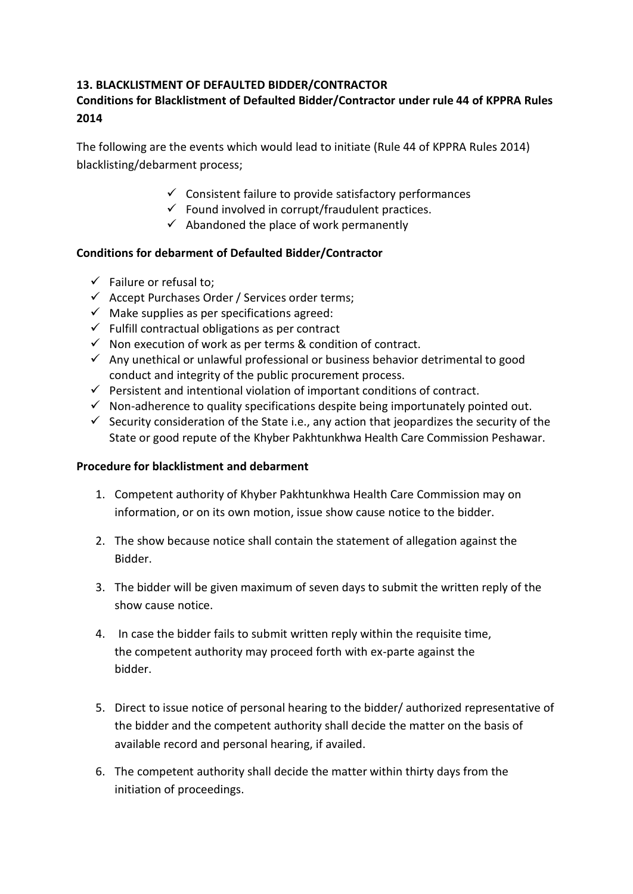### 13. BLACKLISTMENT OF DEFAULTED BIDDER/CONTRACTOR

**Conditions for Blacklistment of Defaulted Bidder/Contractor under rule 44 of KPPRA Rules 2014**

The following are the events which would lead to initiate (Rule 44 of KPPRA Rules 2014) blacklisting/debarment process;

- ✓ Consistent failure to provide satisfactory performances
- ✓ Found involved in corrupt/fraudulent practices.
- ✓ Abandoned the place of work permanently

**Conditions for debarment of Defaulted Bidder/Contractor**

- ✓ Failure or refusal to;
- ✓ Accept Purchases Order / Services order terms;
- ✓ Make supplies as per specifications agreed:
- ✓ Fulfill contractual obligations as per contract
- ✓ Non execution of work as per terms & condition of contract.
- ✓ Any unethical or unlawful professional or business behavior detrimental to good conduct and integrity of the public procurement process.
- ✓ Persistent and intentional violation of important conditions of contract.
- ✓ Non-adherence to quality specifications despite being importunately pointed out.
- ✓ Security consideration of the State i.e., any action that jeopardizes the security of the State or good repute of the Khyber Pakhtunkhwa Health Care Commission Peshawar.

**Procedure for blacklistment and debarment**

1. Competent authority of Khyber Pakhtunkhwa Health Care Commission may on information, or on its own motion, issue show cause notice to the bidder.
2. The show because notice shall contain the statement of allegation against the Bidder.
3. The bidder will be given maximum of seven days to submit the written reply of the show cause notice.
4. In case the bidder fails to submit written reply within the requisite time, the competent authority may proceed forth with ex-parte against the bidder.
5. Direct to issue notice of personal hearing to the bidder/ authorized representative of the bidder and the competent authority shall decide the matter on the basis of available record and personal hearing, if availed.
6. The competent authority shall decide the matter within thirty days from the initiation of proceedings.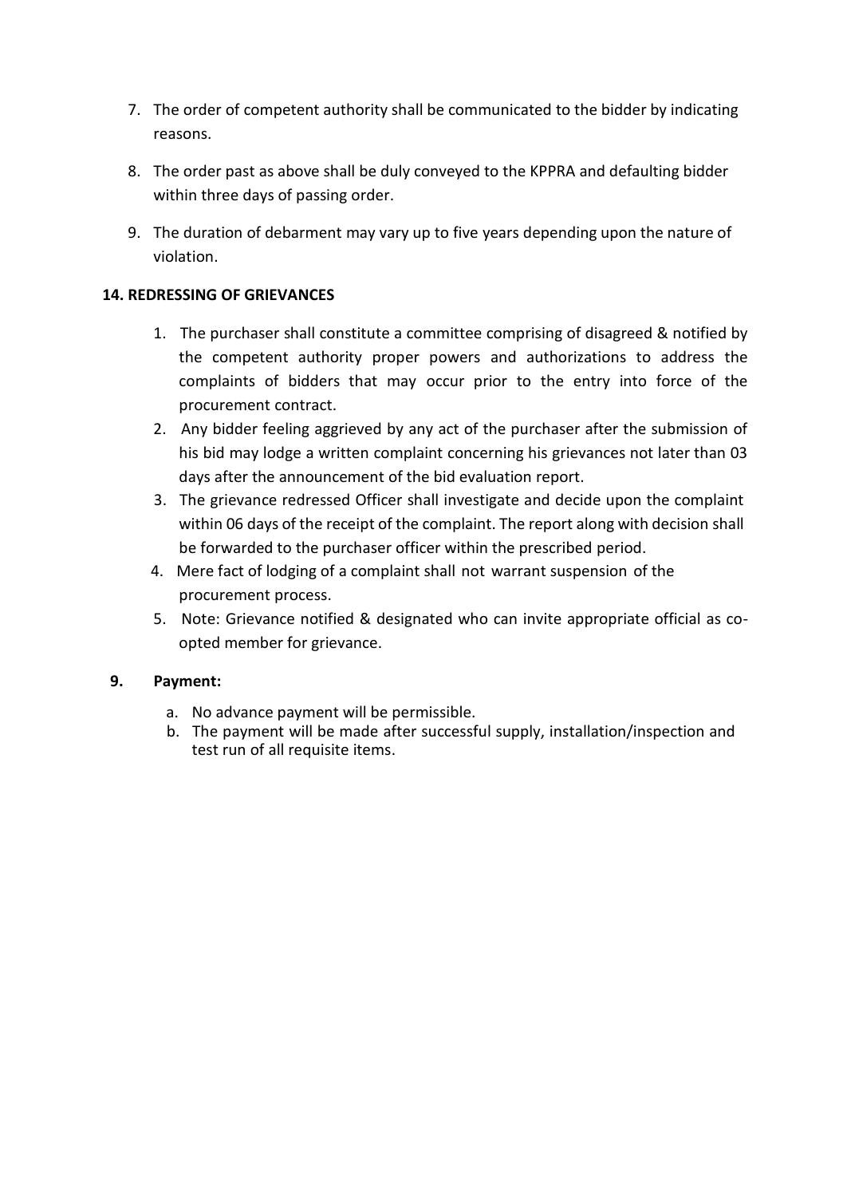7. The order of competent authority shall be communicated to the bidder by indicating reasons.

8. The order past as above shall be duly conveyed to the KPPRA and defaulting bidder within three days of passing order.

9. The duration of debarment may vary up to five years depending upon the nature of violation.

**14. REDRESSING OF GRIEVANCES**

1. The purchaser shall constitute a committee comprising of disagreed & notified by the competent authority proper powers and authorizations to address the complaints of bidders that may occur prior to the entry into force of the procurement contract.
2. Any bidder feeling aggrieved by any act of the purchaser after the submission of his bid may lodge a written complaint concerning his grievances not later than 03 days after the announcement of the bid evaluation report.
3. The grievance redressed Officer shall investigate and decide upon the complaint within 06 days of the receipt of the complaint. The report along with decision shall be forwarded to the purchaser officer within the prescribed period.
4. Mere fact of lodging of a complaint shall not warrant suspension of the procurement process.
5. Note: Grievance notified & designated who can invite appropriate official as co-opted member for grievance.

**9. Payment:**

a. No advance payment will be permissible.
b. The payment will be made after successful supply, installation/inspection and test run of all requisite items.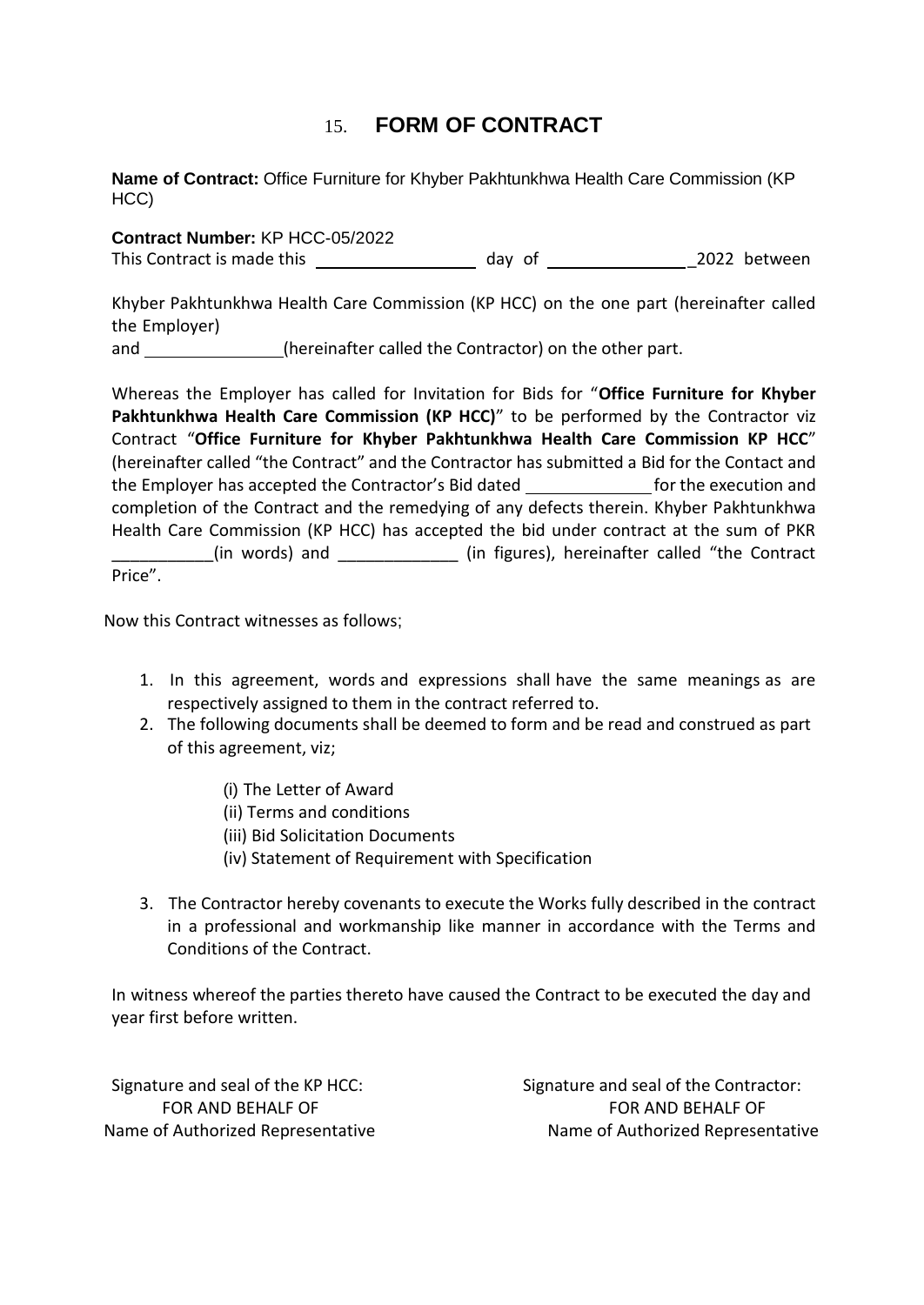# 15. FORM OF CONTRACT

**Name of Contract:** Office Furniture for Khyber Pakhtunkhwa Health Care Commission (KP HCC)

**Contract Number:** KP HCC-05/2022

This Contract is made this ________________ day of _______________ 2022 between

Khyber Pakhtunkhwa Health Care Commission (KP HCC) on the one part (hereinafter called the Employer)

and ______________ (hereinafter called the Contractor) on the other part.

Whereas the Employer has called for Invitation for Bids for "**Office Furniture for Khyber Pakhtunkhwa Health Care Commission (KP HCC)**" to be performed by the Contractor viz Contract "**Office Furniture for Khyber Pakhtunkhwa Health Care Commission KP HCC**" (hereinafter called "the Contract" and the Contractor has submitted a Bid for the Contact and the Employer has accepted the Contractor's Bid dated _____________ for the execution and completion of the Contract and the remedying of any defects therein. Khyber Pakhtunkhwa Health Care Commission (KP HCC) has accepted the bid under contract at the sum of PKR ___________(in words) and _____________ (in figures), hereinafter called "the Contract Price".

Now this Contract witnesses as follows;

1. In this agreement, words and expressions shall have the same meanings as are respectively assigned to them in the contract referred to.
2. The following documents shall be deemed to form and be read and construed as part of this agreement, viz;

   (i) The Letter of Award
   (ii) Terms and conditions
   (iii) Bid Solicitation Documents
   (iv) Statement of Requirement with Specification

3. The Contractor hereby covenants to execute the Works fully described in the contract in a professional and workmanship like manner in accordance with the Terms and Conditions of the Contract.

In witness whereof the parties thereto have caused the Contract to be executed the day and year first before written.

| | |
|---|---|
| Signature and seal of the KP HCC: | Signature and seal of the Contractor: |
| FOR AND BEHALF OF | FOR AND BEHALF OF |
| Name of Authorized Representative | Name of Authorized Representative |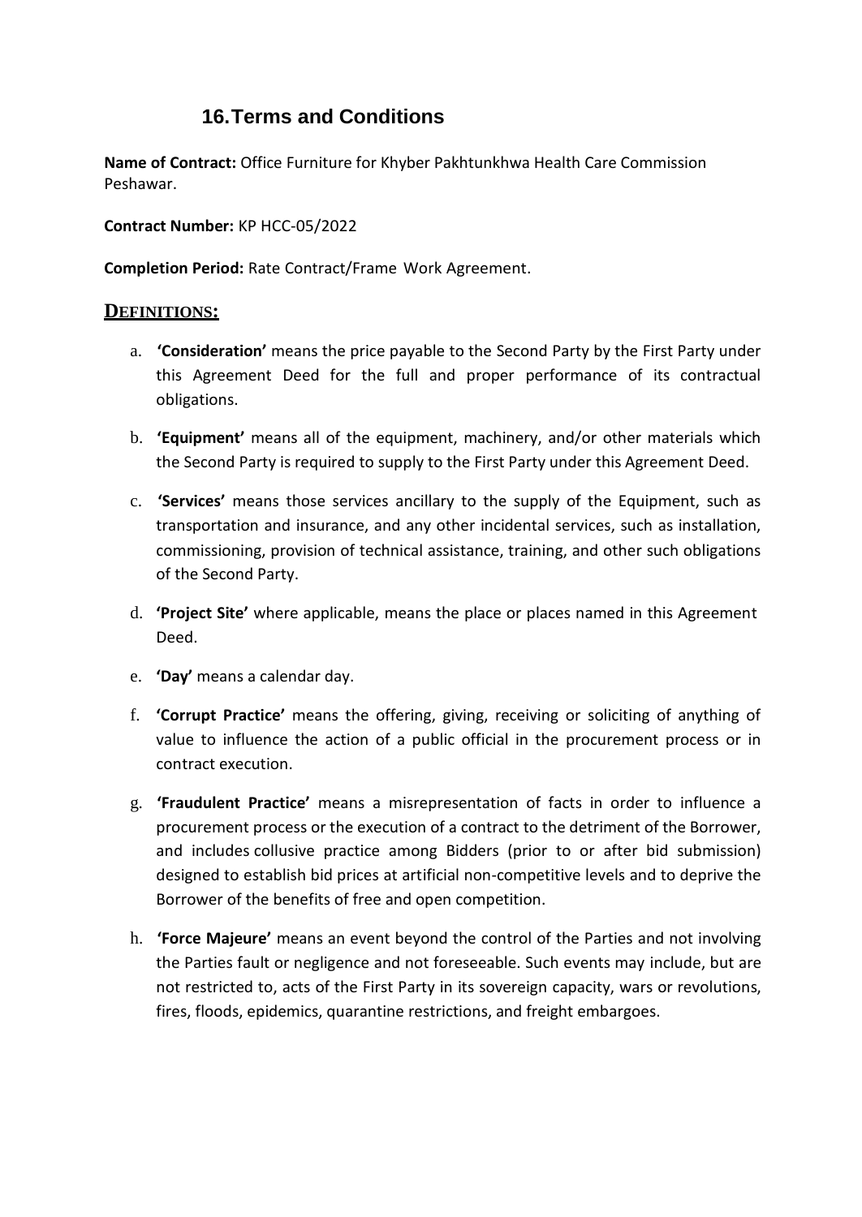## 16. Terms and Conditions

**Name of Contract:** Office Furniture for Khyber Pakhtunkhwa Health Care Commission Peshawar.

**Contract Number:** KP HCC-05/2022

**Completion Period:** Rate Contract/Frame Work Agreement.

### DEFINITIONS:

a. **'Consideration'** means the price payable to the Second Party by the First Party under this Agreement Deed for the full and proper performance of its contractual obligations.

b. **'Equipment'** means all of the equipment, machinery, and/or other materials which the Second Party is required to supply to the First Party under this Agreement Deed.

c. **'Services'** means those services ancillary to the supply of the Equipment, such as transportation and insurance, and any other incidental services, such as installation, commissioning, provision of technical assistance, training, and other such obligations of the Second Party.

d. **'Project Site'** where applicable, means the place or places named in this Agreement Deed.

e. **'Day'** means a calendar day.

f. **'Corrupt Practice'** means the offering, giving, receiving or soliciting of anything of value to influence the action of a public official in the procurement process or in contract execution.

g. **'Fraudulent Practice'** means a misrepresentation of facts in order to influence a procurement process or the execution of a contract to the detriment of the Borrower, and includes collusive practice among Bidders (prior to or after bid submission) designed to establish bid prices at artificial non-competitive levels and to deprive the Borrower of the benefits of free and open competition.

h. **'Force Majeure'** means an event beyond the control of the Parties and not involving the Parties fault or negligence and not foreseeable. Such events may include, but are not restricted to, acts of the First Party in its sovereign capacity, wars or revolutions, fires, floods, epidemics, quarantine restrictions, and freight embargoes.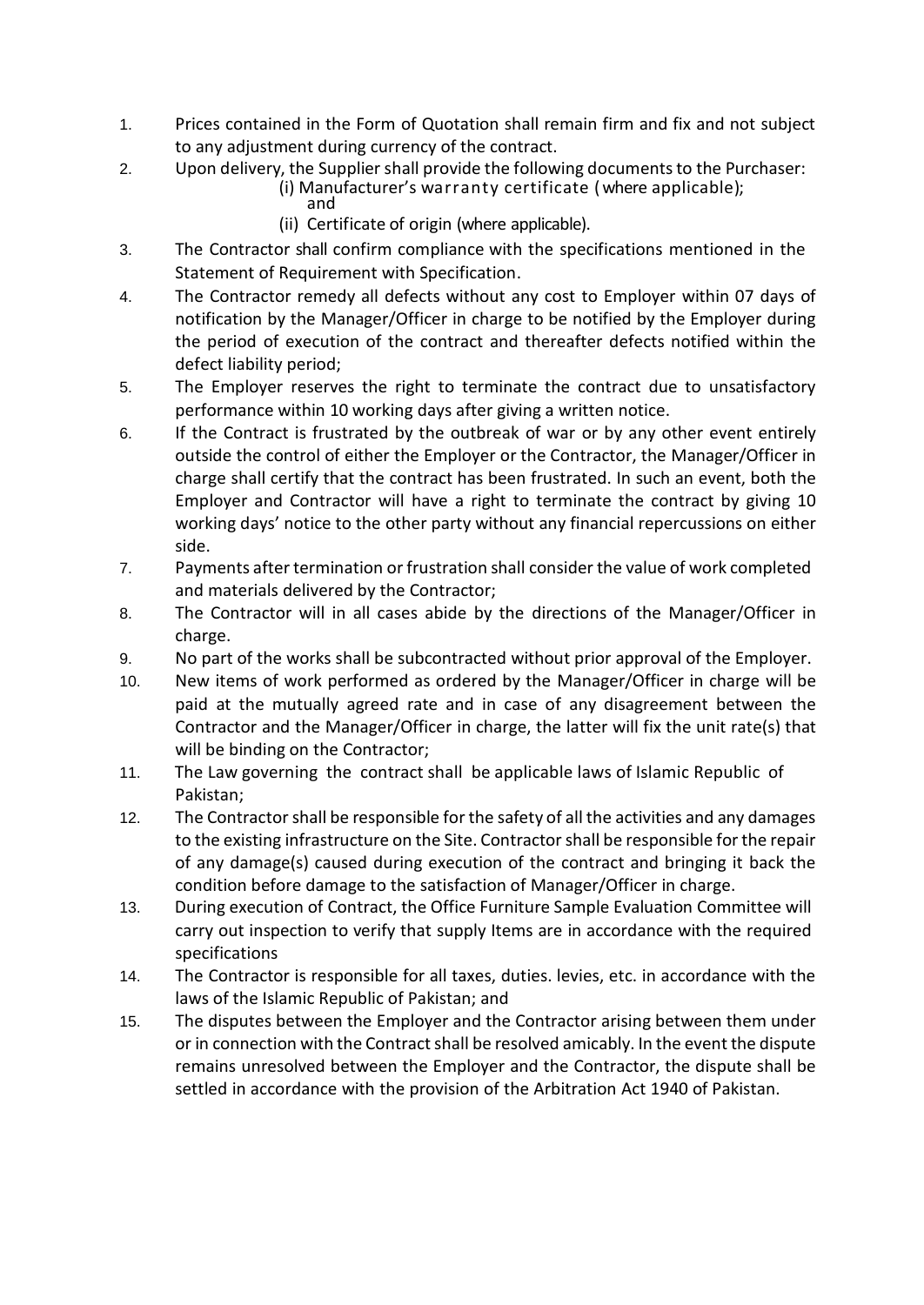1. Prices contained in the Form of Quotation shall remain firm and fix and not subject to any adjustment during currency of the contract.
2. Upon delivery, the Supplier shall provide the following documents to the Purchaser:
   - (i) Manufacturer's warranty certificate (where applicable); and
   - (ii) Certificate of origin (where applicable).
3. The Contractor shall confirm compliance with the specifications mentioned in the Statement of Requirement with Specification.
4. The Contractor remedy all defects without any cost to Employer within 07 days of notification by the Manager/Officer in charge to be notified by the Employer during the period of execution of the contract and thereafter defects notified within the defect liability period;
5. The Employer reserves the right to terminate the contract due to unsatisfactory performance within 10 working days after giving a written notice.
6. If the Contract is frustrated by the outbreak of war or by any other event entirely outside the control of either the Employer or the Contractor, the Manager/Officer in charge shall certify that the contract has been frustrated. In such an event, both the Employer and Contractor will have a right to terminate the contract by giving 10 working days' notice to the other party without any financial repercussions on either side.
7. Payments after termination or frustration shall consider the value of work completed and materials delivered by the Contractor;
8. The Contractor will in all cases abide by the directions of the Manager/Officer in charge.
9. No part of the works shall be subcontracted without prior approval of the Employer.
10. New items of work performed as ordered by the Manager/Officer in charge will be paid at the mutually agreed rate and in case of any disagreement between the Contractor and the Manager/Officer in charge, the latter will fix the unit rate(s) that will be binding on the Contractor;
11. The Law governing the contract shall be applicable laws of Islamic Republic of Pakistan;
12. The Contractor shall be responsible for the safety of all the activities and any damages to the existing infrastructure on the Site. Contractor shall be responsible for the repair of any damage(s) caused during execution of the contract and bringing it back the condition before damage to the satisfaction of Manager/Officer in charge.
13. During execution of Contract, the Office Furniture Sample Evaluation Committee will carry out inspection to verify that supply Items are in accordance with the required specifications
14. The Contractor is responsible for all taxes, duties. levies, etc. in accordance with the laws of the Islamic Republic of Pakistan; and
15. The disputes between the Employer and the Contractor arising between them under or in connection with the Contract shall be resolved amicably. In the event the dispute remains unresolved between the Employer and the Contractor, the dispute shall be settled in accordance with the provision of the Arbitration Act 1940 of Pakistan.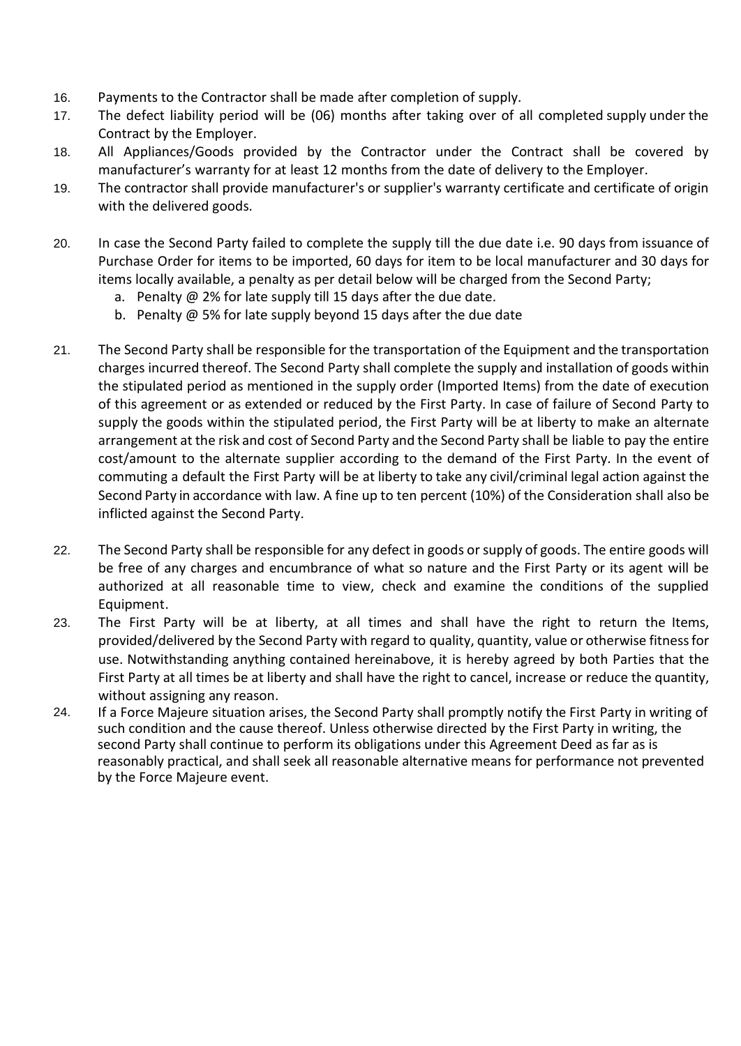16. Payments to the Contractor shall be made after completion of supply.
17. The defect liability period will be (06) months after taking over of all completed supply under the Contract by the Employer.
18. All Appliances/Goods provided by the Contractor under the Contract shall be covered by manufacturer's warranty for at least 12 months from the date of delivery to the Employer.
19. The contractor shall provide manufacturer's or supplier's warranty certificate and certificate of origin with the delivered goods.
20. In case the Second Party failed to complete the supply till the due date i.e. 90 days from issuance of Purchase Order for items to be imported, 60 days for item to be local manufacturer and 30 days for items locally available, a penalty as per detail below will be charged from the Second Party;
    a. Penalty @ 2% for late supply till 15 days after the due date.
    b. Penalty @ 5% for late supply beyond 15 days after the due date
21. The Second Party shall be responsible for the transportation of the Equipment and the transportation charges incurred thereof. The Second Party shall complete the supply and installation of goods within the stipulated period as mentioned in the supply order (Imported Items) from the date of execution of this agreement or as extended or reduced by the First Party. In case of failure of Second Party to supply the goods within the stipulated period, the First Party will be at liberty to make an alternate arrangement at the risk and cost of Second Party and the Second Party shall be liable to pay the entire cost/amount to the alternate supplier according to the demand of the First Party. In the event of commuting a default the First Party will be at liberty to take any civil/criminal legal action against the Second Party in accordance with law. A fine up to ten percent (10%) of the Consideration shall also be inflicted against the Second Party.
22. The Second Party shall be responsible for any defect in goods or supply of goods. The entire goods will be free of any charges and encumbrance of what so nature and the First Party or its agent will be authorized at all reasonable time to view, check and examine the conditions of the supplied Equipment.
23. The First Party will be at liberty, at all times and shall have the right to return the Items, provided/delivered by the Second Party with regard to quality, quantity, value or otherwise fitness for use. Notwithstanding anything contained hereinabove, it is hereby agreed by both Parties that the First Party at all times be at liberty and shall have the right to cancel, increase or reduce the quantity, without assigning any reason.
24. If a Force Majeure situation arises, the Second Party shall promptly notify the First Party in writing of such condition and the cause thereof. Unless otherwise directed by the First Party in writing, the second Party shall continue to perform its obligations under this Agreement Deed as far as is reasonably practical, and shall seek all reasonable alternative means for performance not prevented by the Force Majeure event.